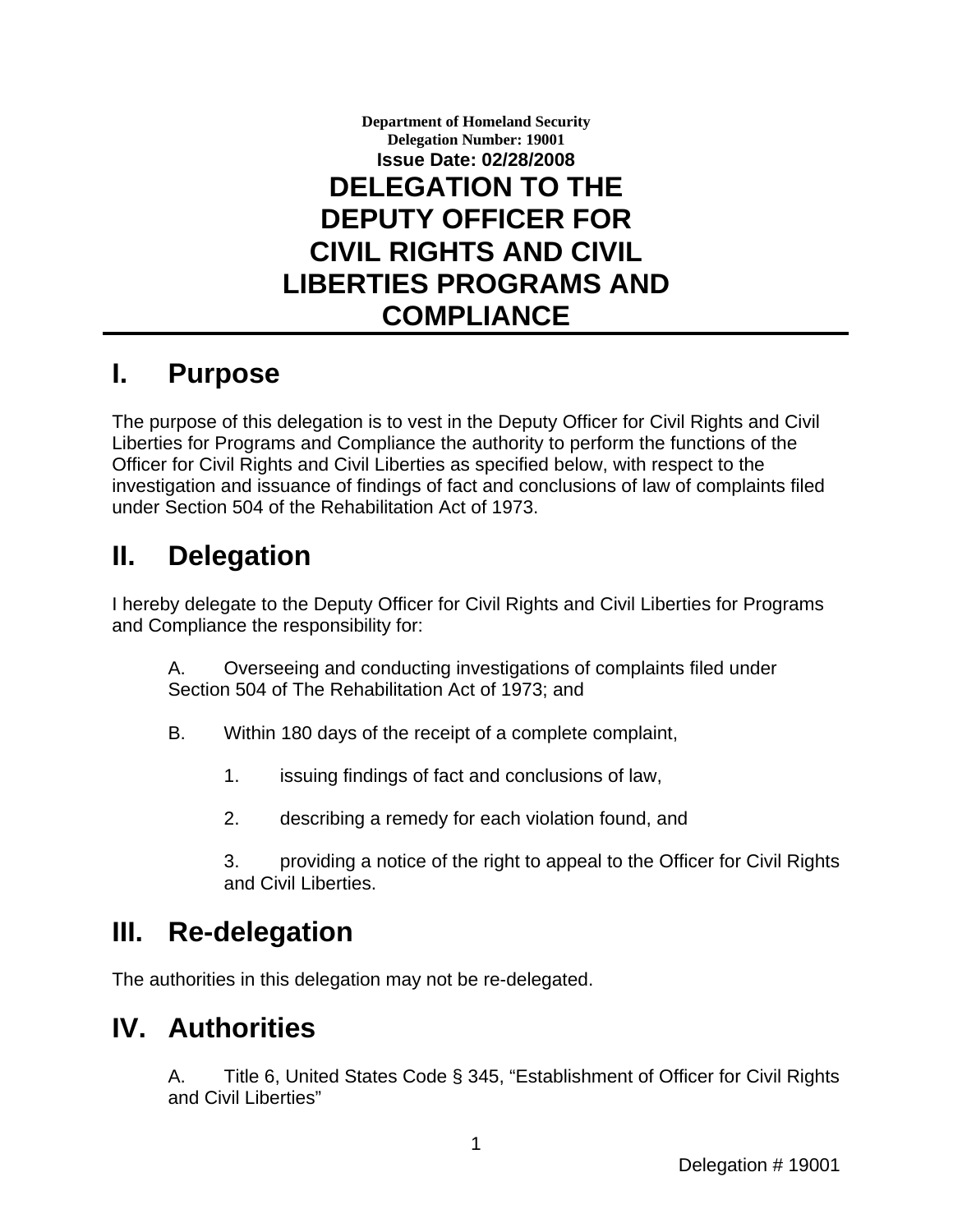**Department of Homeland Security**
**Delegation Number: 19001**
**Issue Date: 02/28/2008**

# DELEGATION TO THE DEPUTY OFFICER FOR CIVIL RIGHTS AND CIVIL LIBERTIES PROGRAMS AND COMPLIANCE

## I. Purpose

The purpose of this delegation is to vest in the Deputy Officer for Civil Rights and Civil Liberties for Programs and Compliance the authority to perform the functions of the Officer for Civil Rights and Civil Liberties as specified below, with respect to the investigation and issuance of findings of fact and conclusions of law of complaints filed under Section 504 of the Rehabilitation Act of 1973.

## II. Delegation

I hereby delegate to the Deputy Officer for Civil Rights and Civil Liberties for Programs and Compliance the responsibility for:

A. Overseeing and conducting investigations of complaints filed under Section 504 of The Rehabilitation Act of 1973; and

B. Within 180 days of the receipt of a complete complaint,

1. issuing findings of fact and conclusions of law,

2. describing a remedy for each violation found, and

3. providing a notice of the right to appeal to the Officer for Civil Rights and Civil Liberties.

## III. Re-delegation

The authorities in this delegation may not be re-delegated.

## IV. Authorities

A. Title 6, United States Code § 345, “Establishment of Officer for Civil Rights and Civil Liberties”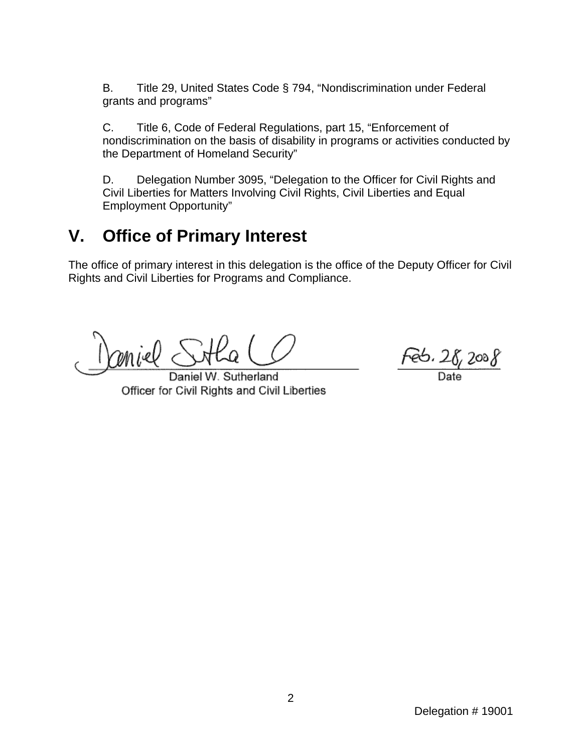B. Title 29, United States Code § 794, "Nondiscrimination under Federal grants and programs"

C. Title 6, Code of Federal Regulations, part 15, "Enforcement of nondiscrimination on the basis of disability in programs or activities conducted by the Department of Homeland Security"

D. Delegation Number 3095, "Delegation to the Officer for Civil Rights and Civil Liberties for Matters Involving Civil Rights, Civil Liberties and Equal Employment Opportunity"

## V. Office of Primary Interest

The office of primary interest in this delegation is the office of the Deputy Officer for Civil Rights and Civil Liberties for Programs and Compliance.

Daniel W. Sutherland
Officer for Civil Rights and Civil Liberties

Feb. 28, 2008
Date

Delegation # 19001